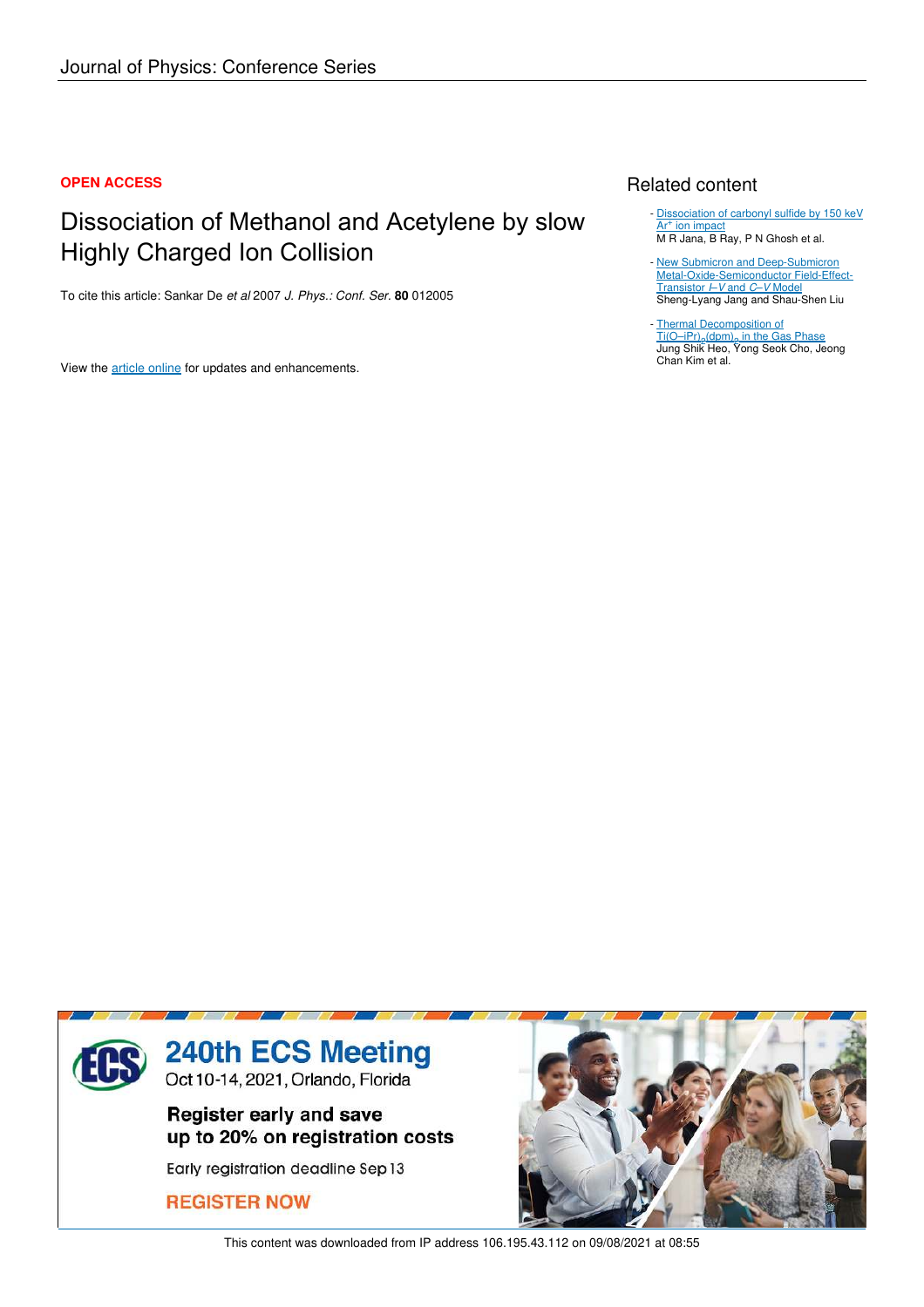Journal of Physics: Conference Series

**OPEN ACCESS**

# Dissociation of Methanol and Acetylene by slow Highly Charged Ion Collision

To cite this article: Sankar De *et al* 2007 *J. Phys.: Conf. Ser.* **80** 012005

View the article online for updates and enhancements.

## Related content

- Dissociation of carbonyl sulfide by 150 keV $Ar^{+}$ ion impact
  M R Jana, B Ray, P N Ghosh et al.

- New Submicron and Deep-Submicron Metal-Oxide-Semiconductor Field-Effect-Transistor *I–V* and *C–V* Model
  Sheng-Lyang Jang and Shau-Shen Liu

- Thermal Decomposition of $Ti(O–iPr)_2(dpm)_2$ in the Gas Phase
  Jung Shik Heo, Yong Seok Cho, Jeong Chan Kim et al.

240th ECS Meeting
Oct 10-14, 2021, Orlando, Florida

Register early and save up to 20% on registration costs

Early registration deadline Sep 13

REGISTER NOW

This content was downloaded from IP address 106.195.43.112 on 09/08/2021 at 08:55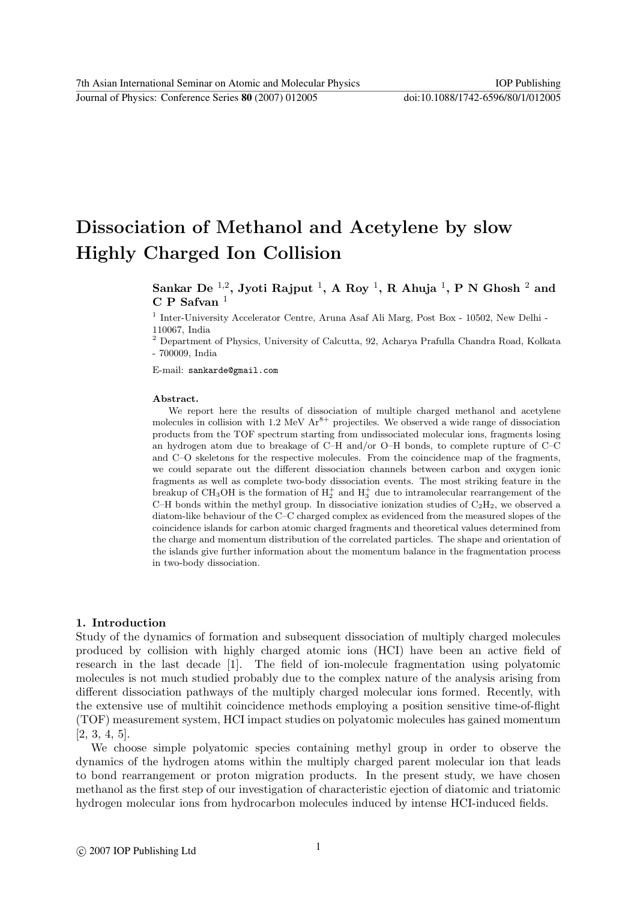# Dissociation of Methanol and Acetylene by slow Highly Charged Ion Collision

**Sankar De [1,2], Jyoti Rajput [1], A Roy [1], R Ahuja [1], P N Ghosh [2] and C P Safvan [1]**

[1] Inter-University Accelerator Centre, Aruna Asaf Ali Marg, Post Box - 10502, New Delhi - 110067, India

[2] Department of Physics, University of Calcutta, 92, Acharya Prafulla Chandra Road, Kolkata - 700009, India

E-mail: sankarde@gmail.com

**Abstract.** We report here the results of dissociation of multiple charged methanol and acetylene molecules in collision with 1.2 MeV $Ar^{8+}$ projectiles. We observed a wide range of dissociation products from the TOF spectrum starting from undissociated molecular ions, fragments losing an hydrogen atom due to breakage of C–H and/or O–H bonds, to complete rupture of C–C and C–O skeletons for the respective molecules. From the coincidence map of the fragments, we could separate out the different dissociation channels between carbon and oxygen ionic fragments as well as complete two-body dissociation events. The most striking feature in the breakup of $CH_3OH$ is the formation of $H_2^+$ and $H_3^+$ due to intramolecular rearrangement of the C–H bonds within the methyl group. In dissociative ionization studies of $C_2H_2$, we observed a diatom-like behaviour of the C–C charged complex as evidenced from the measured slopes of the coincidence islands for carbon atomic charged fragments and theoretical values determined from the charge and momentum distribution of the correlated particles. The shape and orientation of the islands give further information about the momentum balance in the fragmentation process in two-body dissociation.

## 1. Introduction

Study of the dynamics of formation and subsequent dissociation of multiply charged molecules produced by collision with highly charged atomic ions (HCI) have been an active field of research in the last decade [1]. The field of ion-molecule fragmentation using polyatomic molecules is not much studied probably due to the complex nature of the analysis arising from different dissociation pathways of the multiply charged molecular ions formed. Recently, with the extensive use of multihit coincidence methods employing a position sensitive time-of-flight (TOF) measurement system, HCI impact studies on polyatomic molecules has gained momentum [2, 3, 4, 5].

We choose simple polyatomic species containing methyl group in order to observe the dynamics of the hydrogen atoms within the multiply charged parent molecular ion that leads to bond rearrangement or proton migration products. In the present study, we have chosen methanol as the first step of our investigation of characteristic ejection of diatomic and triatomic hydrogen molecular ions from hydrocarbon molecules induced by intense HCI-induced fields.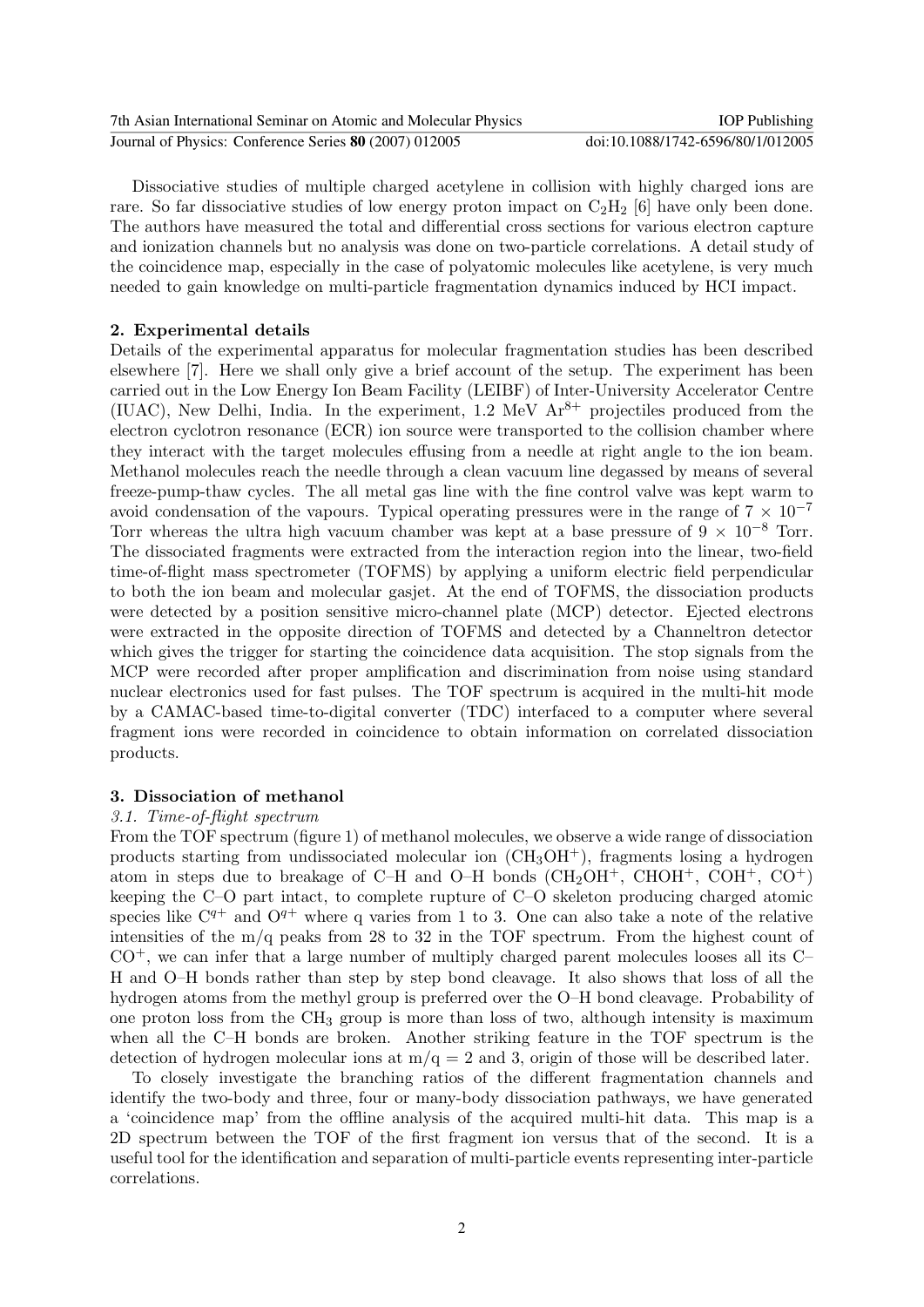Dissociative studies of multiple charged acetylene in collision with highly charged ions are rare. So far dissociative studies of low energy proton impact on $C_2H_2$ [6] have only been done. The authors have measured the total and differential cross sections for various electron capture and ionization channels but no analysis was done on two-particle correlations. A detail study of the coincidence map, especially in the case of polyatomic molecules like acetylene, is very much needed to gain knowledge on multi-particle fragmentation dynamics induced by HCI impact.

## 2. Experimental details

Details of the experimental apparatus for molecular fragmentation studies has been described elsewhere [7]. Here we shall only give a brief account of the setup. The experiment has been carried out in the Low Energy Ion Beam Facility (LEIBF) of Inter-University Accelerator Centre (IUAC), New Delhi, India. In the experiment, 1.2 MeV $Ar^{8+}$ projectiles produced from the electron cyclotron resonance (ECR) ion source were transported to the collision chamber where they interact with the target molecules effusing from a needle at right angle to the ion beam. Methanol molecules reach the needle through a clean vacuum line degassed by means of several freeze-pump-thaw cycles. The all metal gas line with the fine control valve was kept warm to avoid condensation of the vapours. Typical operating pressures were in the range of $7 \times 10^{-7}$ Torr whereas the ultra high vacuum chamber was kept at a base pressure of $9 \times 10^{-8}$ Torr. The dissociated fragments were extracted from the interaction region into the linear, two-field time-of-flight mass spectrometer (TOFMS) by applying a uniform electric field perpendicular to both the ion beam and molecular gasjet. At the end of TOFMS, the dissociation products were detected by a position sensitive micro-channel plate (MCP) detector. Ejected electrons were extracted in the opposite direction of TOFMS and detected by a Channeltron detector which gives the trigger for starting the coincidence data acquisition. The stop signals from the MCP were recorded after proper amplification and discrimination from noise using standard nuclear electronics used for fast pulses. The TOF spectrum is acquired in the multi-hit mode by a CAMAC-based time-to-digital converter (TDC) interfaced to a computer where several fragment ions were recorded in coincidence to obtain information on correlated dissociation products.

## 3. Dissociation of methanol

### *3.1. Time-of-flight spectrum*

From the TOF spectrum (figure 1) of methanol molecules, we observe a wide range of dissociation products starting from undissociated molecular ion ($CH_3OH^+$), fragments losing a hydrogen atom in steps due to breakage of C–H and O–H bonds ($CH_2OH^+$, $CHOH^+$, $COH^+$, $CO^+$) keeping the C–O part intact, to complete rupture of C–O skeleton producing charged atomic species like $C^{q+}$ and $O^{q+}$ where q varies from 1 to 3. One can also take a note of the relative intensities of the m/q peaks from 28 to 32 in the TOF spectrum. From the highest count of $CO^+$, we can infer that a large number of multiply charged parent molecules looses all its C–H and O–H bonds rather than step by step bond cleavage. It also shows that loss of all the hydrogen atoms from the methyl group is preferred over the O–H bond cleavage. Probability of one proton loss from the $CH_3$ group is more than loss of two, although intensity is maximum when all the C–H bonds are broken. Another striking feature in the TOF spectrum is the detection of hydrogen molecular ions at m/q = 2 and 3, origin of those will be described later.

To closely investigate the branching ratios of the different fragmentation channels and identify the two-body and three, four or many-body dissociation pathways, we have generated a 'coincidence map' from the offline analysis of the acquired multi-hit data. This map is a 2D spectrum between the TOF of the first fragment ion versus that of the second. It is a useful tool for the identification and separation of multi-particle events representing inter-particle correlations.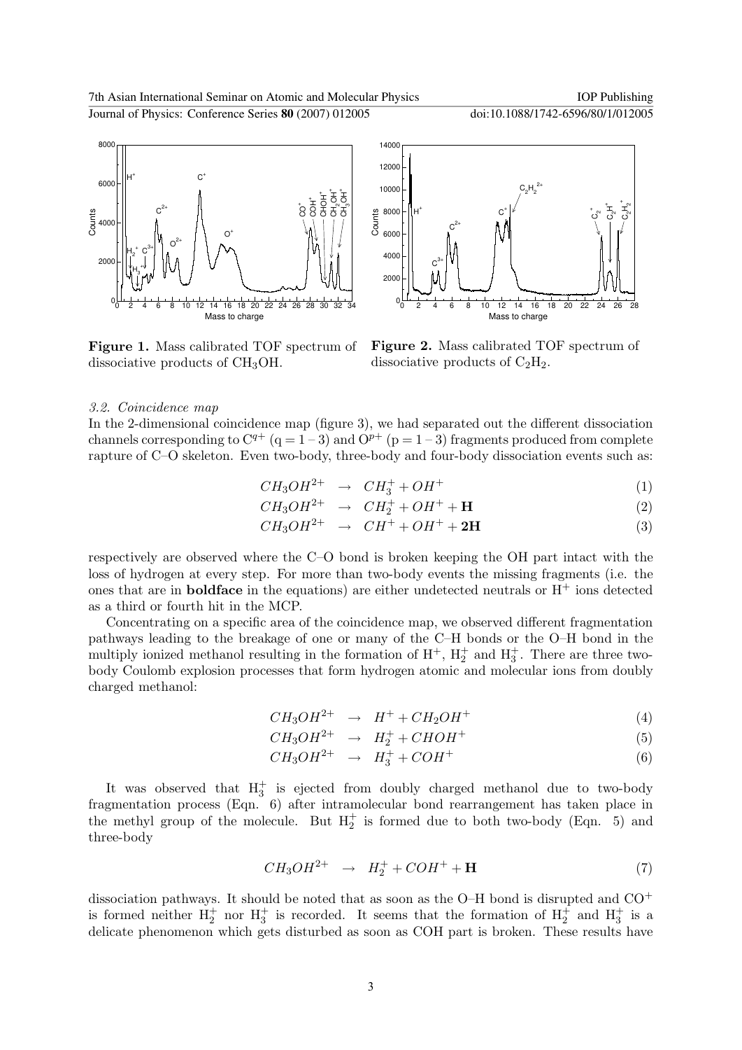**Figure 1.** Mass calibrated TOF spectrum of dissociative products of $CH_3OH$.

**Figure 2.** Mass calibrated TOF spectrum of dissociative products of $C_2H_2$.

*3.2. Coincidence map*

In the 2-dimensional coincidence map (figure 3), we had separated out the different dissociation channels corresponding to $C^{q+}$ (q = 1 – 3) and $O^{p+}$ (p = 1 – 3) fragments produced from complete rapture of C–O skeleton. Even two-body, three-body and four-body dissociation events such as:

$$CH_3OH^{2+} \rightarrow CH_3^+ + OH^+ \quad (1)$$

$$CH_3OH^{2+} \rightarrow CH_2^+ + OH^+ + \mathbf{H} \quad (2)$$

$$CH_3OH^{2+} \rightarrow CH^+ + OH^+ + \mathbf{2H} \quad (3)$$

respectively are observed where the C–O bond is broken keeping the OH part intact with the loss of hydrogen at every step. For more than two-body events the missing fragments (i.e. the ones that are in **boldface** in the equations) are either undetected neutrals or $H^+$ ions detected as a third or fourth hit in the MCP.

Concentrating on a specific area of the coincidence map, we observed different fragmentation pathways leading to the breakage of one or many of the C–H bonds or the O–H bond in the multiply ionized methanol resulting in the formation of $H^+$, $H_2^+$ and $H_3^+$. There are three two-body Coulomb explosion processes that form hydrogen atomic and molecular ions from doubly charged methanol:

$$CH_3OH^{2+} \rightarrow H^+ + CH_2OH^+ \quad (4)$$

$$CH_3OH^{2+} \rightarrow H_2^+ + CHOH^+ \quad (5)$$

$$CH_3OH^{2+} \rightarrow H_3^+ + COH^+ \quad (6)$$

It was observed that $H_3^+$ is ejected from doubly charged methanol due to two-body fragmentation process (Eqn. 6) after intramolecular bond rearrangement has taken place in the methyl group of the molecule. But $H_2^+$ is formed due to both two-body (Eqn. 5) and three-body

$$CH_3OH^{2+} \rightarrow H_2^+ + COH^+ + \mathbf{H} \quad (7)$$

dissociation pathways. It should be noted that as soon as the O–H bond is disrupted and $CO^+$ is formed neither $H_2^+$ nor $H_3^+$ is recorded. It seems that the formation of $H_2^+$ and $H_3^+$ is a delicate phenomenon which gets disturbed as soon as COH part is broken. These results have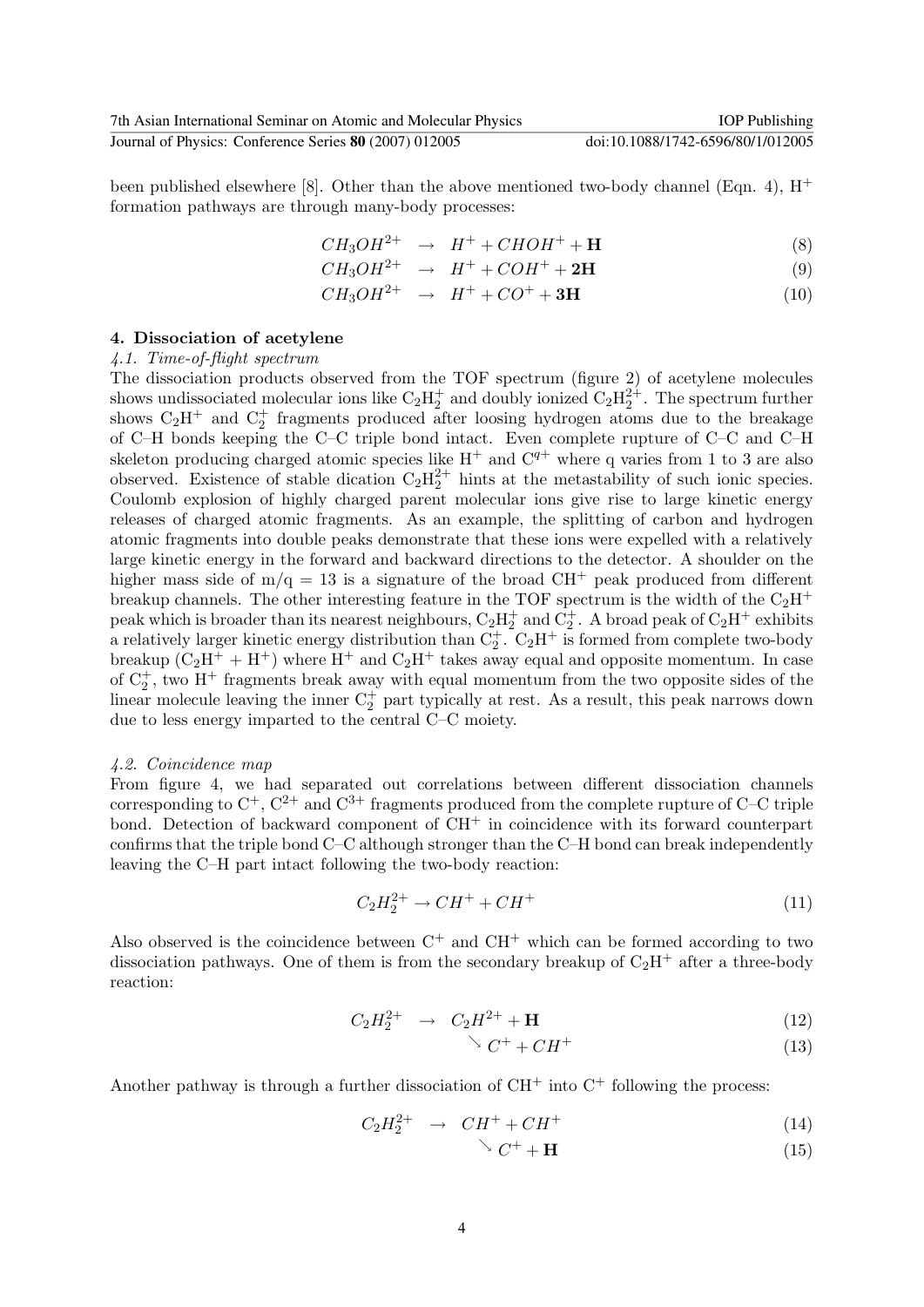been published elsewhere [8]. Other than the above mentioned two-body channel (Eqn. 4), $H^+$ formation pathways are through many-body processes:

$$CH_3OH^{2+} \rightarrow H^+ + CHOH^+ + \mathbf{H} \tag{8}$$

$$CH_3OH^{2+} \rightarrow H^+ + COH^+ + \mathbf{2H} \tag{9}$$

$$CH_3OH^{2+} \rightarrow H^+ + CO^+ + \mathbf{3H} \tag{10}$$

## 4. Dissociation of acetylene

### *4.1. Time-of-flight spectrum*

The dissociation products observed from the TOF spectrum (figure 2) of acetylene molecules shows undissociated molecular ions like $C_2H_2^+$ and doubly ionized $C_2H_2^{2+}$. The spectrum further shows $C_2H^+$ and $C_2^+$ fragments produced after loosing hydrogen atoms due to the breakage of C–H bonds keeping the C–C triple bond intact. Even complete rupture of C–C and C–H skeleton producing charged atomic species like $H^+$ and $C^{q+}$ where q varies from 1 to 3 are also observed. Existence of stable dication $C_2H_2^{2+}$ hints at the metastability of such ionic species. Coulomb explosion of highly charged parent molecular ions give rise to large kinetic energy releases of charged atomic fragments. As an example, the splitting of carbon and hydrogen atomic fragments into double peaks demonstrate that these ions were expelled with a relatively large kinetic energy in the forward and backward directions to the detector. A shoulder on the higher mass side of m/q = 13 is a signature of the broad $CH^+$ peak produced from different breakup channels. The other interesting feature in the TOF spectrum is the width of the $C_2H^+$ peak which is broader than its nearest neighbours, $C_2H_2^+$ and $C_2^+$. A broad peak of $C_2H^+$ exhibits a relatively larger kinetic energy distribution than $C_2^+$. $C_2H^+$ is formed from complete two-body breakup ($C_2H^+ + H^+$) where $H^+$ and $C_2H^+$ takes away equal and opposite momentum. In case of $C_2^+$, two $H^+$ fragments break away with equal momentum from the two opposite sides of the linear molecule leaving the inner $C_2^+$ part typically at rest. As a result, this peak narrows down due to less energy imparted to the central C–C moiety.

### *4.2. Coincidence map*

From figure 4, we had separated out correlations between different dissociation channels corresponding to $C^+$, $C^{2+}$ and $C^{3+}$ fragments produced from the complete rupture of C–C triple bond. Detection of backward component of $CH^+$ in coincidence with its forward counterpart confirms that the triple bond C–C although stronger than the C–H bond can break independently leaving the C–H part intact following the two-body reaction:

$$C_2H_2^{2+} \rightarrow CH^+ + CH^+ \tag{11}$$

Also observed is the coincidence between $C^+$ and $CH^+$ which can be formed according to two dissociation pathways. One of them is from the secondary breakup of $C_2H^+$ after a three-body reaction:

$$C_2H_2^{2+} \rightarrow C_2H^{2+} + \mathbf{H} \tag{12}$$

$$\searrow C^+ + CH^+ \tag{13}$$

Another pathway is through a further dissociation of $CH^+$ into $C^+$ following the process:

$$C_2H_2^{2+} \rightarrow CH^+ + CH^+ \tag{14}$$

$$\searrow C^+ + \mathbf{H} \tag{15}$$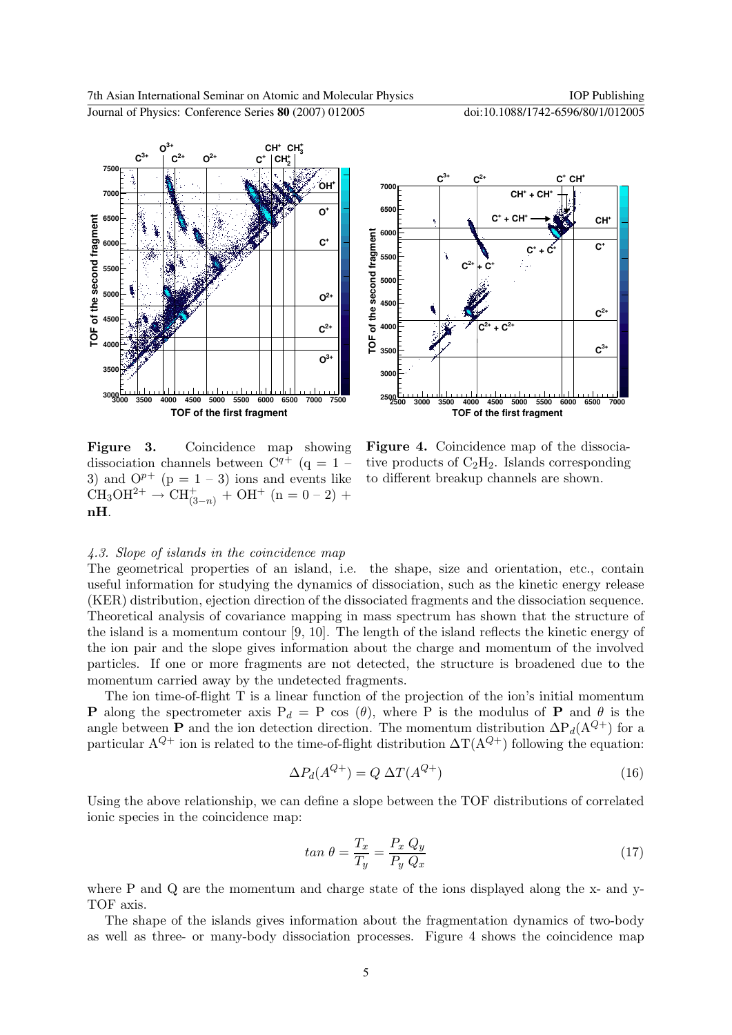**Figure 3.** Coincidence map showing dissociation channels between $C^{q+}$ (q = 1 – 3) and $O^{p+}$ (p = 1 – 3) ions and events like $CH_3OH^{2+} \rightarrow CH^+_{(3-n)} + OH^+$ (n = 0 – 2) + **nH**.

**Figure 4.** Coincidence map of the dissociative products of $C_2H_2$. Islands corresponding to different breakup channels are shown.

### *4.3. Slope of islands in the coincidence map*

The geometrical properties of an island, i.e. the shape, size and orientation, etc., contain useful information for studying the dynamics of dissociation, such as the kinetic energy release (KER) distribution, ejection direction of the dissociated fragments and the dissociation sequence. Theoretical analysis of covariance mapping in mass spectrum has shown that the structure of the island is a momentum contour [9, 10]. The length of the island reflects the kinetic energy of the ion pair and the slope gives information about the charge and momentum of the involved particles. If one or more fragments are not detected, the structure is broadened due to the momentum carried away by the undetected fragments.

The ion time-of-flight T is a linear function of the projection of the ion's initial momentum **P** along the spectrometer axis $P_d$ = P cos ($\theta$), where P is the modulus of **P** and $\theta$ is the angle between **P** and the ion detection direction. The momentum distribution $\Delta P_d(A^{Q+})$ for a particular $A^{Q+}$ ion is related to the time-of-flight distribution $\Delta T(A^{Q+})$ following the equation:

$$\Delta P_d(A^{Q+}) = Q\ \Delta T(A^{Q+}) \tag{16}$$

Using the above relationship, we can define a slope between the TOF distributions of correlated ionic species in the coincidence map:

$$tan\ \theta = \frac{T_x}{T_y} = \frac{P_x\ Q_y}{P_y\ Q_x} \tag{17}$$

where P and Q are the momentum and charge state of the ions displayed along the x- and y-TOF axis.

The shape of the islands gives information about the fragmentation dynamics of two-body as well as three- or many-body dissociation processes. Figure 4 shows the coincidence map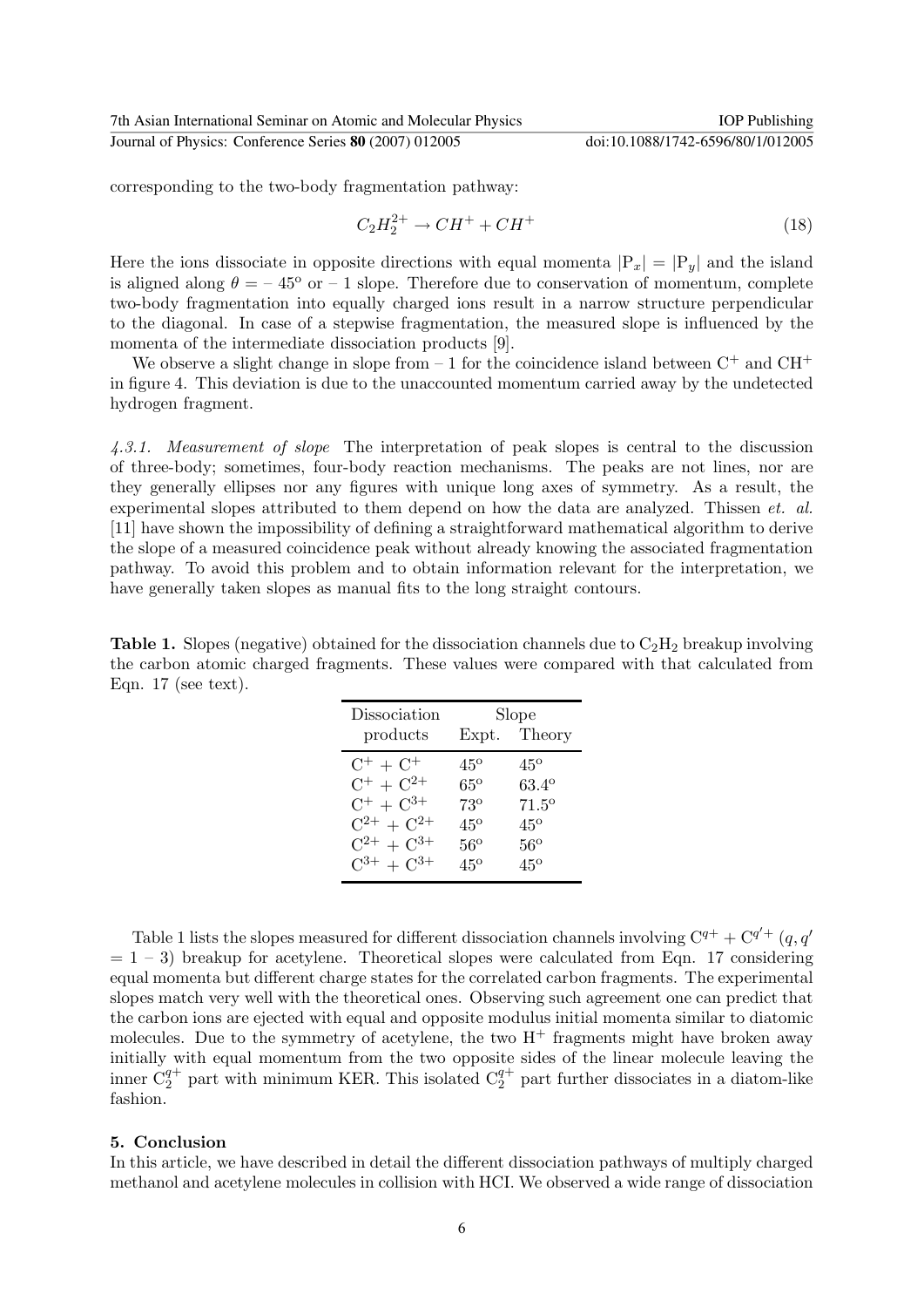corresponding to the two-body fragmentation pathway:

$$C_2H_2^{2+} \rightarrow CH^+ + CH^+ \tag{18}$$

Here the ions dissociate in opposite directions with equal momenta $|P_x| = |P_y|$ and the island is aligned along $\theta = -45^o$ or $-1$ slope. Therefore due to conservation of momentum, complete two-body fragmentation into equally charged ions result in a narrow structure perpendicular to the diagonal. In case of a stepwise fragmentation, the measured slope is influenced by the momenta of the intermediate dissociation products [9].

We observe a slight change in slope from $-1$ for the coincidence island between $C^+$ and $CH^+$ in figure 4. This deviation is due to the unaccounted momentum carried away by the undetected hydrogen fragment.

*4.3.1. Measurement of slope* The interpretation of peak slopes is central to the discussion of three-body; sometimes, four-body reaction mechanisms. The peaks are not lines, nor are they generally ellipses nor any figures with unique long axes of symmetry. As a result, the experimental slopes attributed to them depend on how the data are analyzed. Thissen *et. al.* [11] have shown the impossibility of defining a straightforward mathematical algorithm to derive the slope of a measured coincidence peak without already knowing the associated fragmentation pathway. To avoid this problem and to obtain information relevant for the interpretation, we have generally taken slopes as manual fits to the long straight contours.

**Table 1.** Slopes (negative) obtained for the dissociation channels due to $C_2H_2$ breakup involving the carbon atomic charged fragments. These values were compared with that calculated from Eqn. 17 (see text).

| Dissociation products | Slope Expt. | Slope Theory |
|---|---|---|
| $C^+ + C^+$ | $45^o$ | $45^o$ |
| $C^+ + C^{2+}$ | $65^o$ | $63.4^o$ |
| $C^+ + C^{3+}$ | $73^o$ | $71.5^o$ |
| $C^{2+} + C^{2+}$ | $45^o$ | $45^o$ |
| $C^{2+} + C^{3+}$ | $56^o$ | $56^o$ |
| $C^{3+} + C^{3+}$ | $45^o$ | $45^o$ |

Table 1 lists the slopes measured for different dissociation channels involving $C^{q+} + C^{q'+}$ ($q, q' = 1 - 3$) breakup for acetylene. Theoretical slopes were calculated from Eqn. 17 considering equal momenta but different charge states for the correlated carbon fragments. The experimental slopes match very well with the theoretical ones. Observing such agreement one can predict that the carbon ions are ejected with equal and opposite modulus initial momenta similar to diatomic molecules. Due to the symmetry of acetylene, the two $H^+$ fragments might have broken away initially with equal momentum from the two opposite sides of the linear molecule leaving the inner $C_2^{q+}$ part with minimum KER. This isolated $C_2^{q+}$ part further dissociates in a diatom-like fashion.

## 5. Conclusion

In this article, we have described in detail the different dissociation pathways of multiply charged methanol and acetylene molecules in collision with HCI. We observed a wide range of dissociation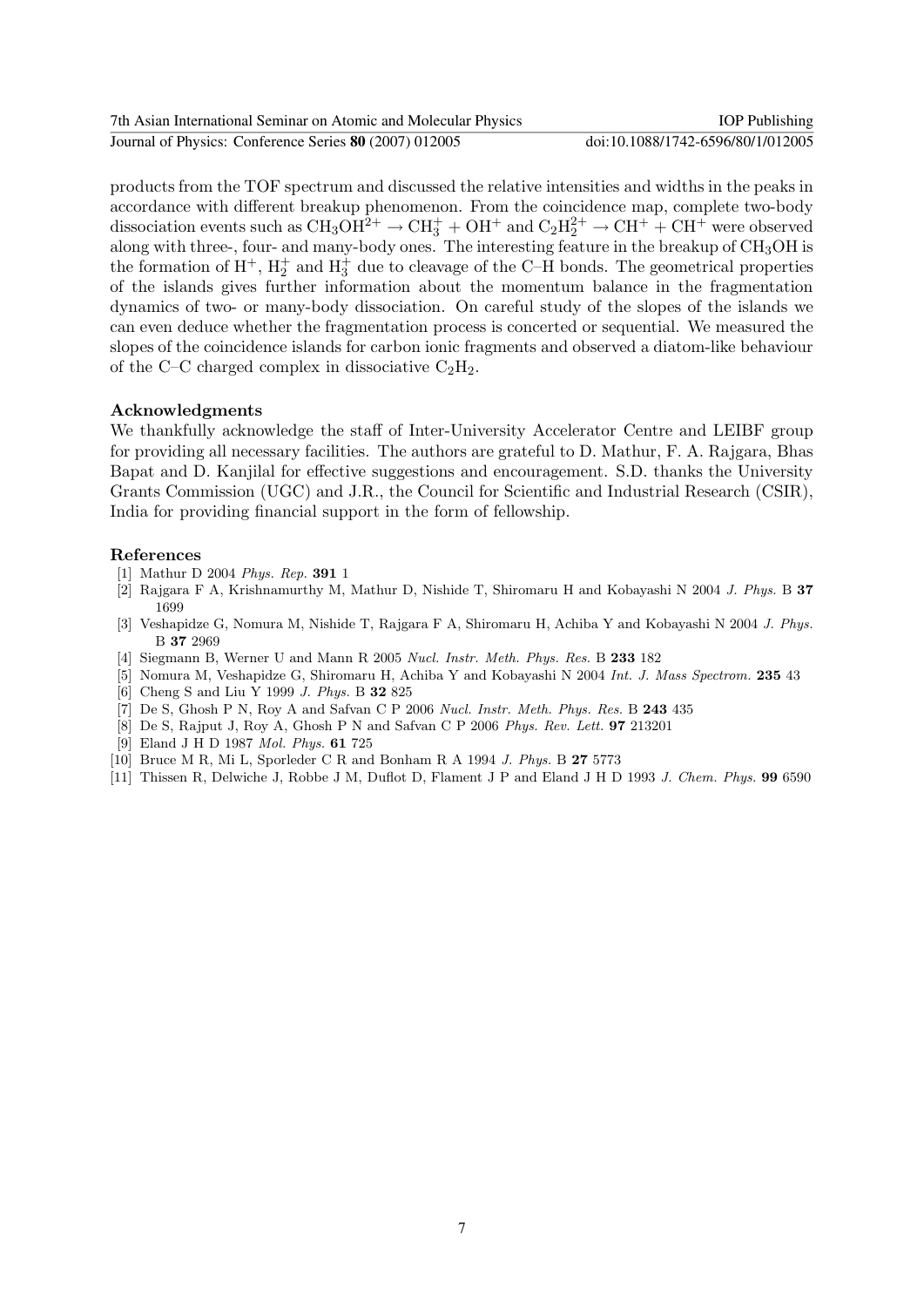products from the TOF spectrum and discussed the relative intensities and widths in the peaks in accordance with different breakup phenomenon. From the coincidence map, complete two-body dissociation events such as $CH_3OH^{2+} \rightarrow CH_3^+ + OH^+$ and $C_2H_2^{2+} \rightarrow CH^+ + CH^+$ were observed along with three-, four- and many-body ones. The interesting feature in the breakup of $CH_3OH$ is the formation of $H^+$, $H_2^+$ and $H_3^+$ due to cleavage of the C–H bonds. The geometrical properties of the islands gives further information about the momentum balance in the fragmentation dynamics of two- or many-body dissociation. On careful study of the slopes of the islands we can even deduce whether the fragmentation process is concerted or sequential. We measured the slopes of the coincidence islands for carbon ionic fragments and observed a diatom-like behaviour of the C–C charged complex in dissociative $C_2H_2$.

## Acknowledgments

We thankfully acknowledge the staff of Inter-University Accelerator Centre and LEIBF group for providing all necessary facilities. The authors are grateful to D. Mathur, F. A. Rajgara, Bhas Bapat and D. Kanjilal for effective suggestions and encouragement. S.D. thanks the University Grants Commission (UGC) and J.R., the Council for Scientific and Industrial Research (CSIR), India for providing financial support in the form of fellowship.

## References

[1] Mathur D 2004 *Phys. Rep.* **391** 1

[2] Rajgara F A, Krishnamurthy M, Mathur D, Nishide T, Shiromaru H and Kobayashi N 2004 *J. Phys.* B **37** 1699

[3] Veshapidze G, Nomura M, Nishide T, Rajgara F A, Shiromaru H, Achiba Y and Kobayashi N 2004 *J. Phys.* B **37** 2969

[4] Siegmann B, Werner U and Mann R 2005 *Nucl. Instr. Meth. Phys. Res.* B **233** 182

[5] Nomura M, Veshapidze G, Shiromaru H, Achiba Y and Kobayashi N 2004 *Int. J. Mass Spectrom.* **235** 43

[6] Cheng S and Liu Y 1999 *J. Phys.* B **32** 825

[7] De S, Ghosh P N, Roy A and Safvan C P 2006 *Nucl. Instr. Meth. Phys. Res.* B **243** 435

[8] De S, Rajput J, Roy A, Ghosh P N and Safvan C P 2006 *Phys. Rev. Lett.* **97** 213201

[9] Eland J H D 1987 *Mol. Phys.* **61** 725

[10] Bruce M R, Mi L, Sporleder C R and Bonham R A 1994 *J. Phys.* B **27** 5773

[11] Thissen R, Delwiche J, Robbe J M, Duflot D, Flament J P and Eland J H D 1993 *J. Chem. Phys.* **99** 6590